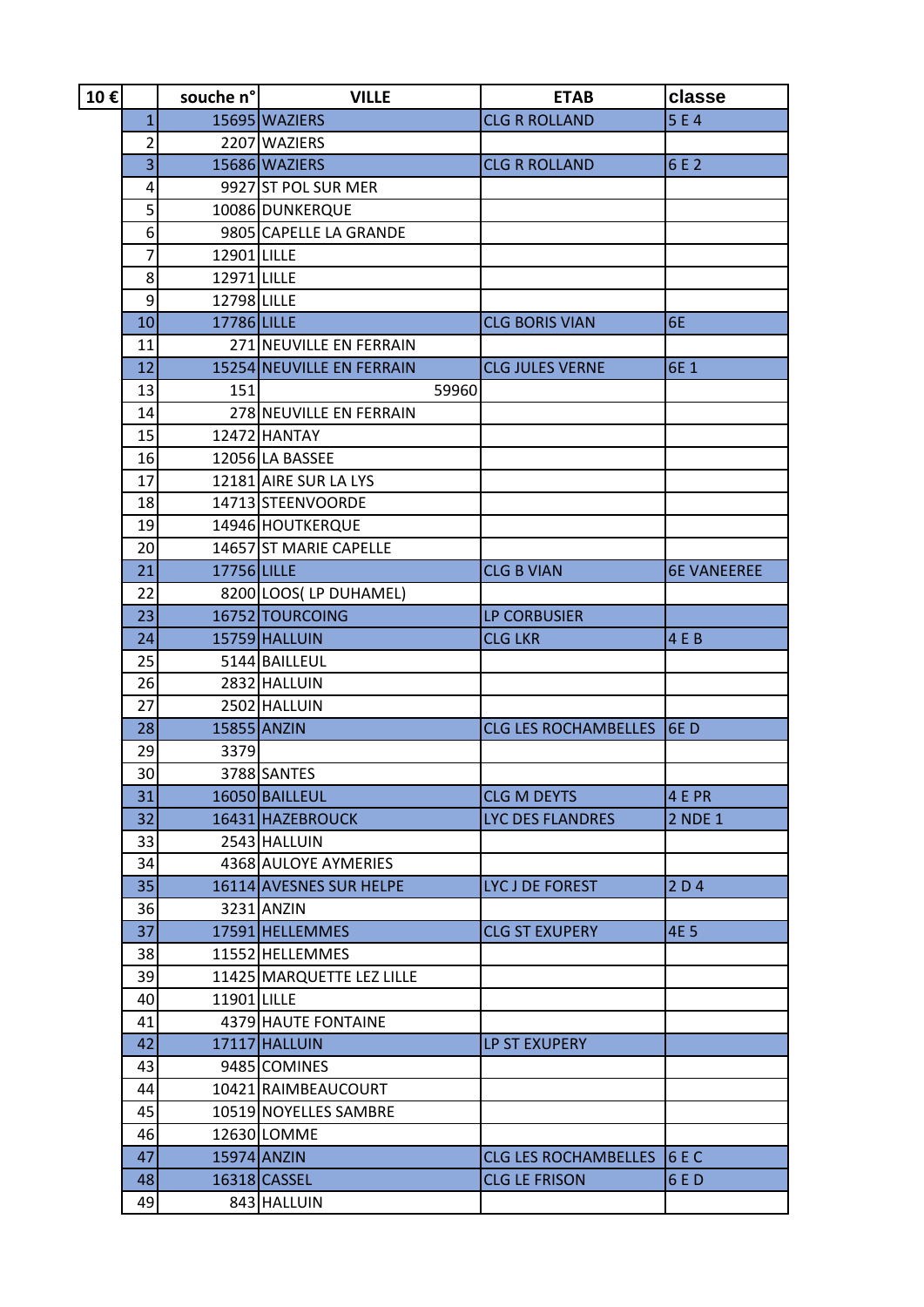| 10 € | | souche n° | VILLE | ETAB | classe |
|---|---|---|---|---|---|
| | 1 | 15695 | WAZIERS | CLG R ROLLAND | 5 E 4 |
| | 2 | 2207 | WAZIERS | | |
| | 3 | 15686 | WAZIERS | CLG R ROLLAND | 6 E 2 |
| | 4 | 9927 | ST POL SUR MER | | |
| | 5 | 10086 | DUNKERQUE | | |
| | 6 | 9805 | CAPELLE LA GRANDE | | |
| | 7 | 12901 | LILLE | | |
| | 8 | 12971 | LILLE | | |
| | 9 | 12798 | LILLE | | |
| | 10 | 17786 | LILLE | CLG BORIS VIAN | 6E |
| | 11 | 271 | NEUVILLE EN FERRAIN | | |
| | 12 | 15254 | NEUVILLE EN FERRAIN | CLG JULES VERNE | 6E 1 |
| | 13 | 151 | 59960 | | |
| | 14 | 278 | NEUVILLE EN FERRAIN | | |
| | 15 | 12472 | HANTAY | | |
| | 16 | 12056 | LA BASSEE | | |
| | 17 | 12181 | AIRE SUR LA LYS | | |
| | 18 | 14713 | STEENVOORDE | | |
| | 19 | 14946 | HOUTKERQUE | | |
| | 20 | 14657 | ST MARIE CAPELLE | | |
| | 21 | 17756 | LILLE | CLG B VIAN | 6E VANEEREE |
| | 22 | 8200 | LOOS( LP DUHAMEL) | | |
| | 23 | 16752 | TOURCOING | LP CORBUSIER | |
| | 24 | 15759 | HALLUIN | CLG LKR | 4 E B |
| | 25 | 5144 | BAILLEUL | | |
| | 26 | 2832 | HALLUIN | | |
| | 27 | 2502 | HALLUIN | | |
| | 28 | 15855 | ANZIN | CLG LES ROCHAMBELLES | 6E D |
| | 29 | 3379 | | | |
| | 30 | 3788 | SANTES | | |
| | 31 | 16050 | BAILLEUL | CLG M DEYTS | 4 E PR |
| | 32 | 16431 | HAZEBROUCK | LYC DES FLANDRES | 2 NDE 1 |
| | 33 | 2543 | HALLUIN | | |
| | 34 | 4368 | AULOYE AYMERIES | | |
| | 35 | 16114 | AVESNES SUR HELPE | LYC J DE FOREST | 2 D 4 |
| | 36 | 3231 | ANZIN | | |
| | 37 | 17591 | HELLEMMES | CLG ST EXUPERY | 4E 5 |
| | 38 | 11552 | HELLEMMES | | |
| | 39 | 11425 | MARQUETTE LEZ LILLE | | |
| | 40 | 11901 | LILLE | | |
| | 41 | 4379 | HAUTE FONTAINE | | |
| | 42 | 17117 | HALLUIN | LP ST EXUPERY | |
| | 43 | 9485 | COMINES | | |
| | 44 | 10421 | RAIMBEAUCOURT | | |
| | 45 | 10519 | NOYELLES SAMBRE | | |
| | 46 | 12630 | LOMME | | |
| | 47 | 15974 | ANZIN | CLG LES ROCHAMBELLES | 6 E C |
| | 48 | 16318 | CASSEL | CLG LE FRISON | 6 E D |
| | 49 | 843 | HALLUIN | | |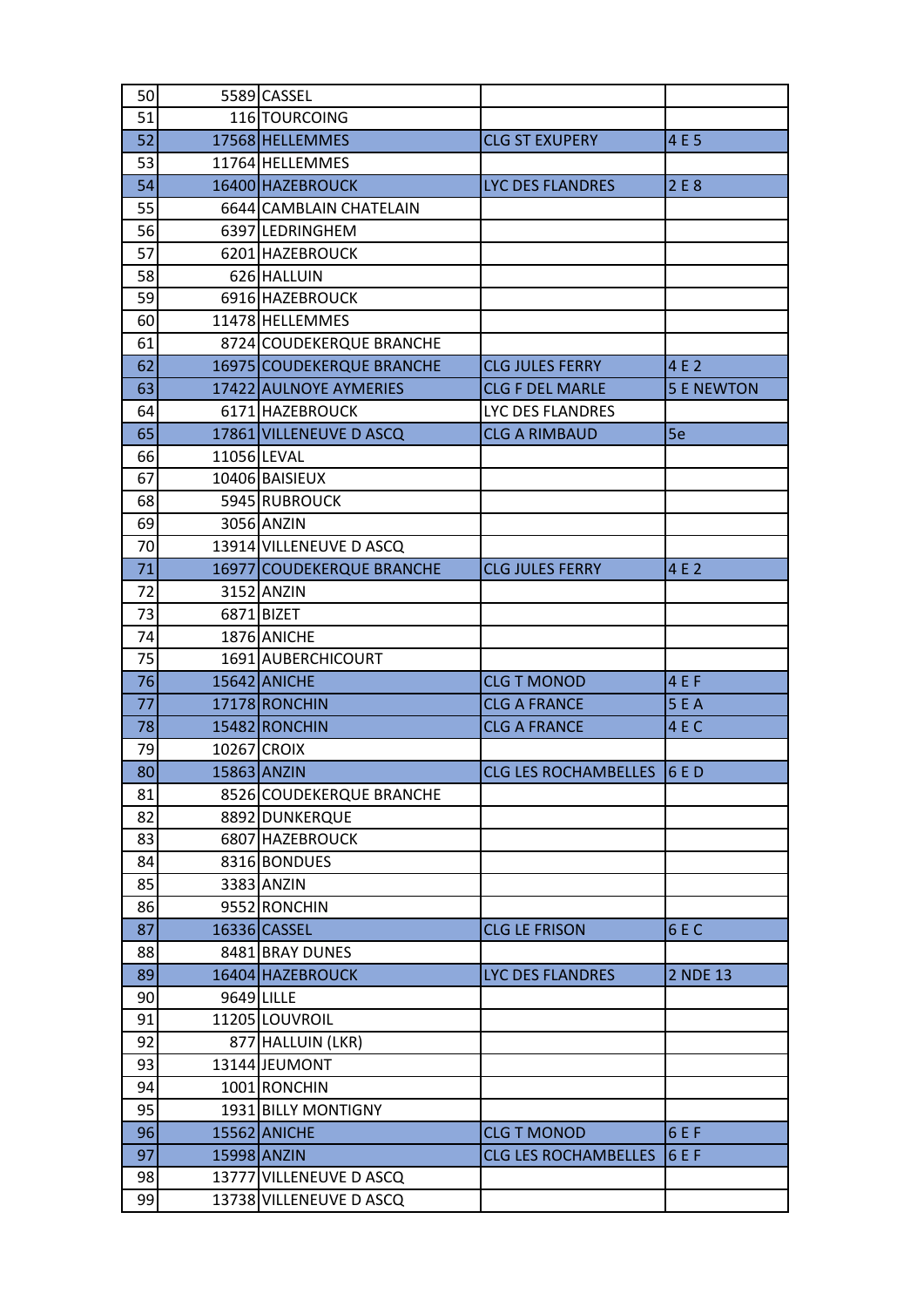| | | | | |
|---|---|---|---|---|
| 50 | 5589 | CASSEL | | |
| 51 | 116 | TOURCOING | | |
| 52 | 17568 | HELLEMMES | CLG ST EXUPERY | 4 E 5 |
| 53 | 11764 | HELLEMMES | | |
| 54 | 16400 | HAZEBROUCK | LYC DES FLANDRES | 2 E 8 |
| 55 | 6644 | CAMBLAIN CHATELAIN | | |
| 56 | 6397 | LEDRINGHEM | | |
| 57 | 6201 | HAZEBROUCK | | |
| 58 | 626 | HALLUIN | | |
| 59 | 6916 | HAZEBROUCK | | |
| 60 | 11478 | HELLEMMES | | |
| 61 | 8724 | COUDEKERQUE BRANCHE | | |
| 62 | 16975 | COUDEKERQUE BRANCHE | CLG JULES FERRY | 4 E 2 |
| 63 | 17422 | AULNOYE AYMERIES | CLG F DEL MARLE | 5 E NEWTON |
| 64 | 6171 | HAZEBROUCK | LYC DES FLANDRES | |
| 65 | 17861 | VILLENEUVE D ASCQ | CLG A RIMBAUD | 5e |
| 66 | 11056 | LEVAL | | |
| 67 | 10406 | BAISIEUX | | |
| 68 | 5945 | RUBROUCK | | |
| 69 | 3056 | ANZIN | | |
| 70 | 13914 | VILLENEUVE D ASCQ | | |
| 71 | 16977 | COUDEKERQUE BRANCHE | CLG JULES FERRY | 4 E 2 |
| 72 | 3152 | ANZIN | | |
| 73 | 6871 | BIZET | | |
| 74 | 1876 | ANICHE | | |
| 75 | 1691 | AUBERCHICOURT | | |
| 76 | 15642 | ANICHE | CLG T MONOD | 4 E F |
| 77 | 17178 | RONCHIN | CLG A FRANCE | 5 E A |
| 78 | 15482 | RONCHIN | CLG A FRANCE | 4 E C |
| 79 | 10267 | CROIX | | |
| 80 | 15863 | ANZIN | CLG LES ROCHAMBELLES | 6 E D |
| 81 | 8526 | COUDEKERQUE BRANCHE | | |
| 82 | 8892 | DUNKERQUE | | |
| 83 | 6807 | HAZEBROUCK | | |
| 84 | 8316 | BONDUES | | |
| 85 | 3383 | ANZIN | | |
| 86 | 9552 | RONCHIN | | |
| 87 | 16336 | CASSEL | CLG LE FRISON | 6 E C |
| 88 | 8481 | BRAY DUNES | | |
| 89 | 16404 | HAZEBROUCK | LYC DES FLANDRES | 2 NDE 13 |
| 90 | 9649 | LILLE | | |
| 91 | 11205 | LOUVROIL | | |
| 92 | 877 | HALLUIN (LKR) | | |
| 93 | 13144 | JEUMONT | | |
| 94 | 1001 | RONCHIN | | |
| 95 | 1931 | BILLY MONTIGNY | | |
| 96 | 15562 | ANICHE | CLG T MONOD | 6 E F |
| 97 | 15998 | ANZIN | CLG LES ROCHAMBELLES | 6 E F |
| 98 | 13777 | VILLENEUVE D ASCQ | | |
| 99 | 13738 | VILLENEUVE D ASCQ | | |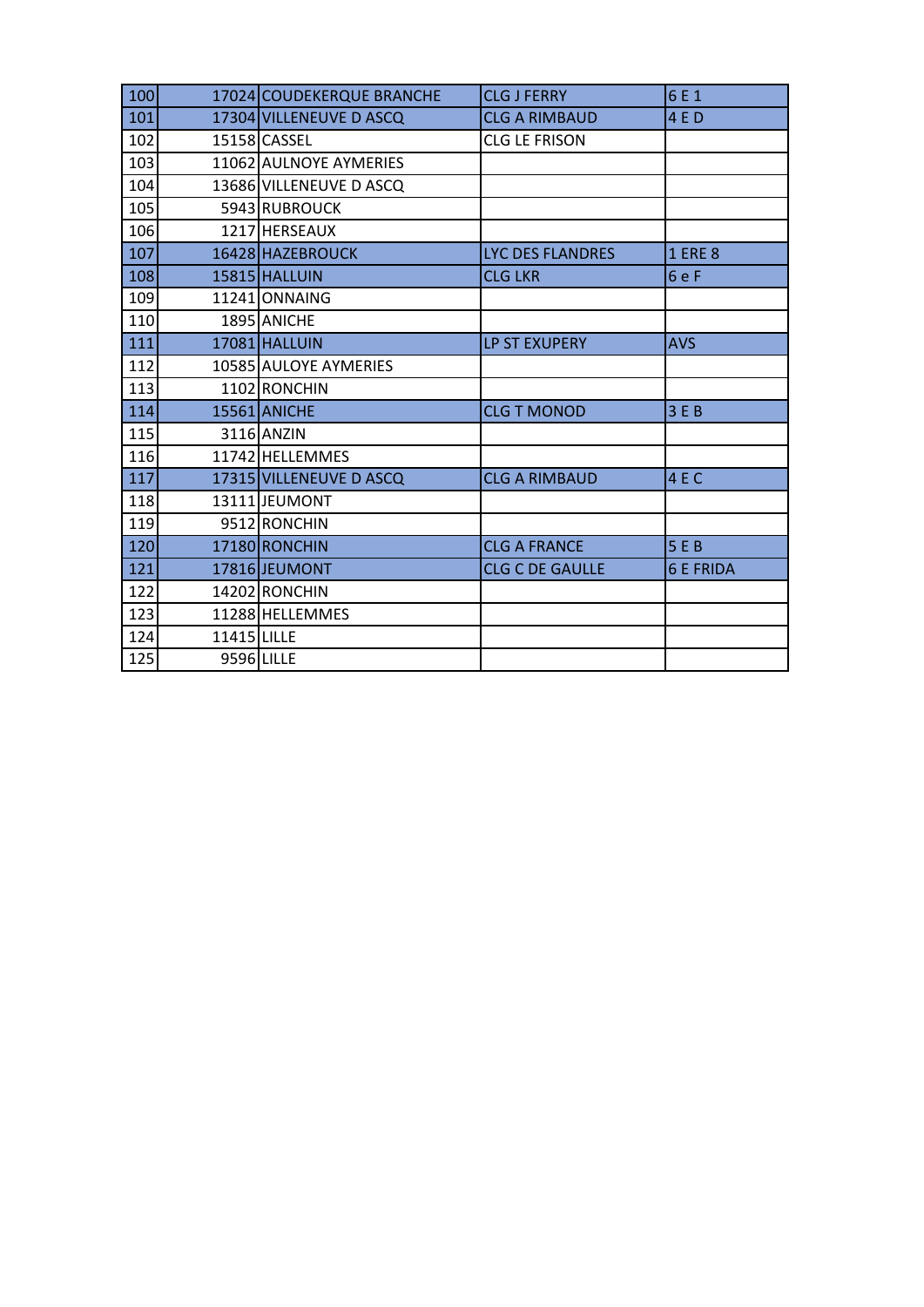| | | | | |
|---|---|---|---|---|
| 100 | 17024 | COUDEKERQUE BRANCHE | CLG J FERRY | 6 E 1 |
| 101 | 17304 | VILLENEUVE D ASCQ | CLG A RIMBAUD | 4 E D |
| 102 | 15158 | CASSEL | CLG LE FRISON | |
| 103 | 11062 | AULNOYE AYMERIES | | |
| 104 | 13686 | VILLENEUVE D ASCQ | | |
| 105 | 5943 | RUBROUCK | | |
| 106 | 1217 | HERSEAUX | | |
| 107 | 16428 | HAZEBROUCK | LYC DES FLANDRES | 1 ERE 8 |
| 108 | 15815 | HALLUIN | CLG LKR | 6 e F |
| 109 | 11241 | ONNAING | | |
| 110 | 1895 | ANICHE | | |
| 111 | 17081 | HALLUIN | LP ST EXUPERY | AVS |
| 112 | 10585 | AULOYE AYMERIES | | |
| 113 | 1102 | RONCHIN | | |
| 114 | 15561 | ANICHE | CLG T MONOD | 3 E B |
| 115 | 3116 | ANZIN | | |
| 116 | 11742 | HELLEMMES | | |
| 117 | 17315 | VILLENEUVE D ASCQ | CLG A RIMBAUD | 4 E C |
| 118 | 13111 | JEUMONT | | |
| 119 | 9512 | RONCHIN | | |
| 120 | 17180 | RONCHIN | CLG A FRANCE | 5 E B |
| 121 | 17816 | JEUMONT | CLG C DE GAULLE | 6 E FRIDA |
| 122 | 14202 | RONCHIN | | |
| 123 | 11288 | HELLEMMES | | |
| 124 | 11415 | LILLE | | |
| 125 | 9596 | LILLE | | |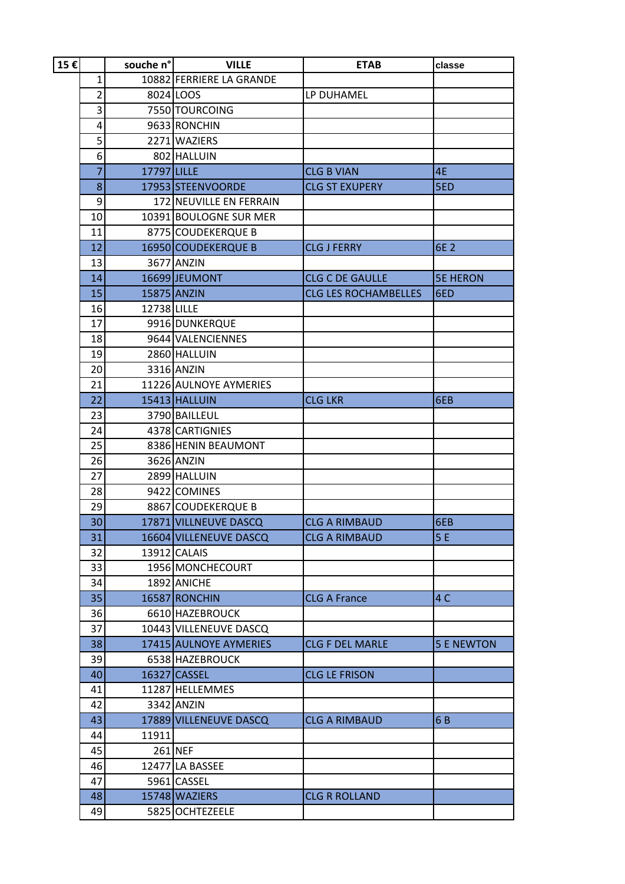| 15 € | | souche n° | VILLE | ETAB | classe |
|---|---|---|---|---|---|
| | 1 | 10882 | FERRIERE LA GRANDE | | |
| | 2 | 8024 | LOOS | LP DUHAMEL | |
| | 3 | 7550 | TOURCOING | | |
| | 4 | 9633 | RONCHIN | | |
| | 5 | 2271 | WAZIERS | | |
| | 6 | 802 | HALLUIN | | |
| | 7 | 17797 | LILLE | CLG B VIAN | 4E |
| | 8 | 17953 | STEENVOORDE | CLG ST EXUPERY | 5ED |
| | 9 | 172 | NEUVILLE EN FERRAIN | | |
| | 10 | 10391 | BOULOGNE SUR MER | | |
| | 11 | 8775 | COUDEKERQUE B | | |
| | 12 | 16950 | COUDEKERQUE B | CLG J FERRY | 6E 2 |
| | 13 | 3677 | ANZIN | | |
| | 14 | 16699 | JEUMONT | CLG C DE GAULLE | 5E HERON |
| | 15 | 15875 | ANZIN | CLG LES ROCHAMBELLES | 6ED |
| | 16 | 12738 | LILLE | | |
| | 17 | 9916 | DUNKERQUE | | |
| | 18 | 9644 | VALENCIENNES | | |
| | 19 | 2860 | HALLUIN | | |
| | 20 | 3316 | ANZIN | | |
| | 21 | 11226 | AULNOYE AYMERIES | | |
| | 22 | 15413 | HALLUIN | CLG LKR | 6EB |
| | 23 | 3790 | BAILLEUL | | |
| | 24 | 4378 | CARTIGNIES | | |
| | 25 | 8386 | HENIN BEAUMONT | | |
| | 26 | 3626 | ANZIN | | |
| | 27 | 2899 | HALLUIN | | |
| | 28 | 9422 | COMINES | | |
| | 29 | 8867 | COUDEKERQUE B | | |
| | 30 | 17871 | VILLNEUVE DASCQ | CLG A RIMBAUD | 6EB |
| | 31 | 16604 | VILLENEUVE DASCQ | CLG A RIMBAUD | 5 E |
| | 32 | 13912 | CALAIS | | |
| | 33 | 1956 | MONCHECOURT | | |
| | 34 | 1892 | ANICHE | | |
| | 35 | 16587 | RONCHIN | CLG A France | 4 C |
| | 36 | 6610 | HAZEBROUCK | | |
| | 37 | 10443 | VILLENEUVE DASCQ | | |
| | 38 | 17415 | AULNOYE AYMERIES | CLG F DEL MARLE | 5 E NEWTON |
| | 39 | 6538 | HAZEBROUCK | | |
| | 40 | 16327 | CASSEL | CLG LE FRISON | |
| | 41 | 11287 | HELLEMMES | | |
| | 42 | 3342 | ANZIN | | |
| | 43 | 17889 | VILLENEUVE DASCQ | CLG A RIMBAUD | 6 B |
| | 44 | 11911 | | | |
| | 45 | 261 | NEF | | |
| | 46 | 12477 | LA BASSEE | | |
| | 47 | 5961 | CASSEL | | |
| | 48 | 15748 | WAZIERS | CLG R ROLLAND | |
| | 49 | 5825 | OCHTEZEELE | | |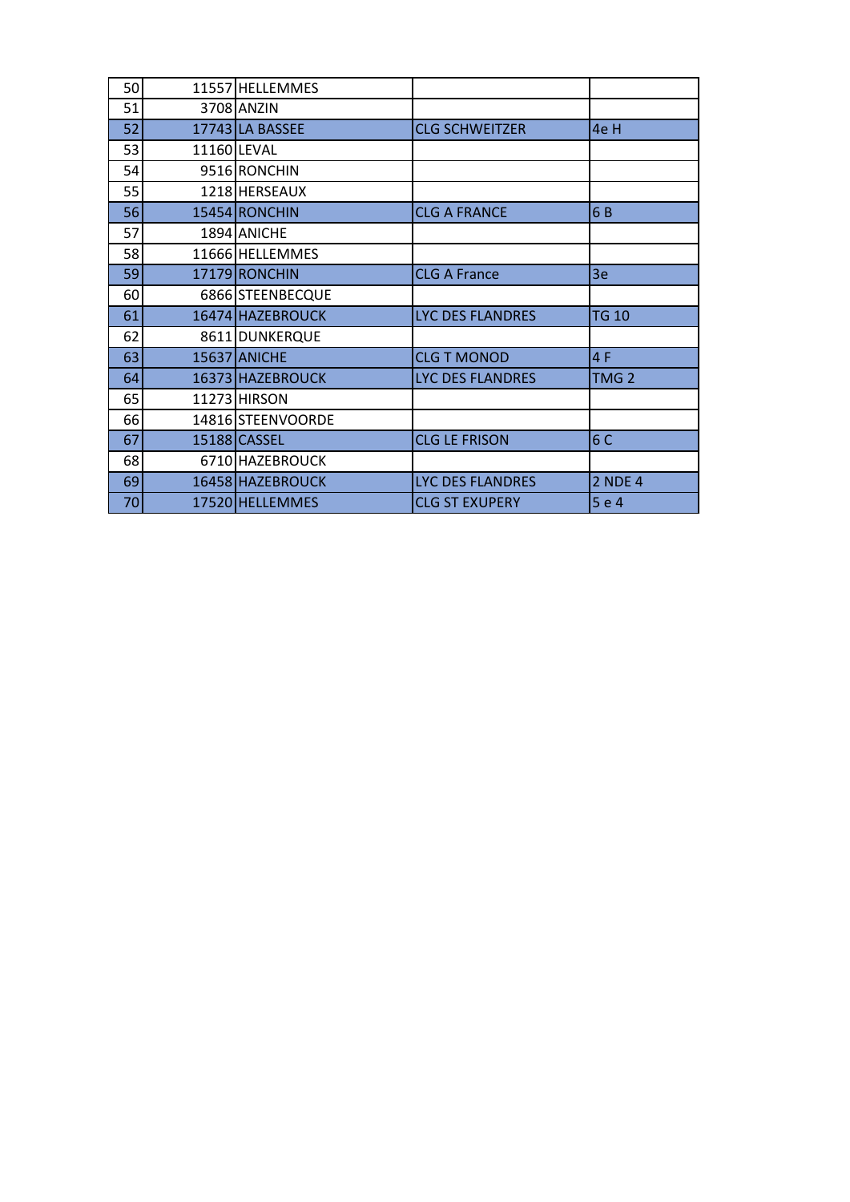| 50 | 11557 | HELLEMMES | | |
|---|---|---|---|---|
| 51 | 3708 | ANZIN | | |
| 52 | 17743 | LA BASSEE | CLG SCHWEITZER | 4e H |
| 53 | 11160 | LEVAL | | |
| 54 | 9516 | RONCHIN | | |
| 55 | 1218 | HERSEAUX | | |
| 56 | 15454 | RONCHIN | CLG A FRANCE | 6 B |
| 57 | 1894 | ANICHE | | |
| 58 | 11666 | HELLEMMES | | |
| 59 | 17179 | RONCHIN | CLG A France | 3e |
| 60 | 6866 | STEENBECQUE | | |
| 61 | 16474 | HAZEBROUCK | LYC DES FLANDRES | TG 10 |
| 62 | 8611 | DUNKERQUE | | |
| 63 | 15637 | ANICHE | CLG T MONOD | 4 F |
| 64 | 16373 | HAZEBROUCK | LYC DES FLANDRES | TMG 2 |
| 65 | 11273 | HIRSON | | |
| 66 | 14816 | STEENVOORDE | | |
| 67 | 15188 | CASSEL | CLG LE FRISON | 6 C |
| 68 | 6710 | HAZEBROUCK | | |
| 69 | 16458 | HAZEBROUCK | LYC DES FLANDRES | 2 NDE 4 |
| 70 | 17520 | HELLEMMES | CLG ST EXUPERY | 5 e 4 |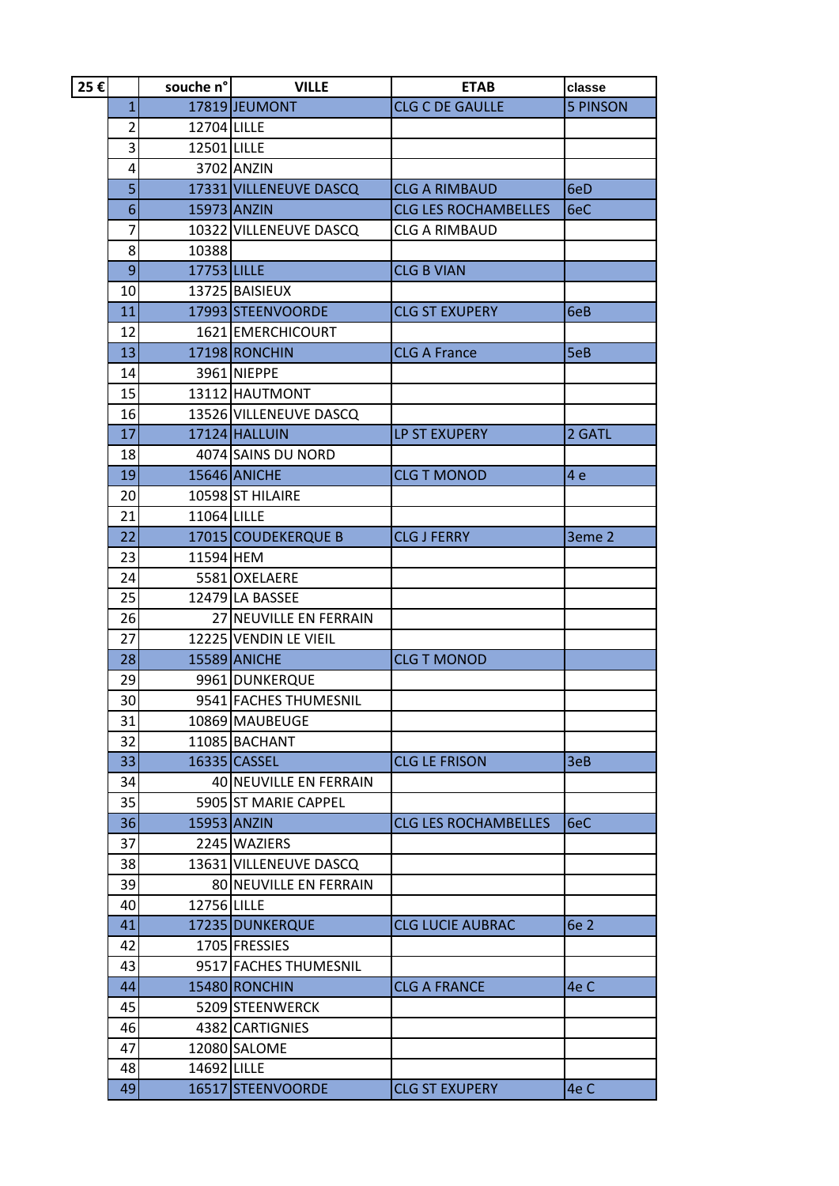| 25 € | | souche n° | VILLE | ETAB | classe |
|---|---|---|---|---|---|
| | 1 | 17819 | JEUMONT | CLG C DE GAULLE | 5 PINSON |
| | 2 | 12704 | LILLE | | |
| | 3 | 12501 | LILLE | | |
| | 4 | 3702 | ANZIN | | |
| | 5 | 17331 | VILLENEUVE DASCQ | CLG A RIMBAUD | 6eD |
| | 6 | 15973 | ANZIN | CLG LES ROCHAMBELLES | 6eC |
| | 7 | 10322 | VILLENEUVE DASCQ | CLG A RIMBAUD | |
| | 8 | 10388 | | | |
| | 9 | 17753 | LILLE | CLG B VIAN | |
| | 10 | 13725 | BAISIEUX | | |
| | 11 | 17993 | STEENVOORDE | CLG ST EXUPERY | 6eB |
| | 12 | 1621 | EMERCHICOURT | | |
| | 13 | 17198 | RONCHIN | CLG A France | 5eB |
| | 14 | 3961 | NIEPPE | | |
| | 15 | 13112 | HAUTMONT | | |
| | 16 | 13526 | VILLENEUVE DASCQ | | |
| | 17 | 17124 | HALLUIN | LP ST EXUPERY | 2 GATL |
| | 18 | 4074 | SAINS DU NORD | | |
| | 19 | 15646 | ANICHE | CLG T MONOD | 4 e |
| | 20 | 10598 | ST HILAIRE | | |
| | 21 | 11064 | LILLE | | |
| | 22 | 17015 | COUDEKERQUE B | CLG J FERRY | 3eme 2 |
| | 23 | 11594 | HEM | | |
| | 24 | 5581 | OXELAERE | | |
| | 25 | 12479 | LA BASSEE | | |
| | 26 | 27 | NEUVILLE EN FERRAIN | | |
| | 27 | 12225 | VENDIN LE VIEIL | | |
| | 28 | 15589 | ANICHE | CLG T MONOD | |
| | 29 | 9961 | DUNKERQUE | | |
| | 30 | 9541 | FACHES THUMESNIL | | |
| | 31 | 10869 | MAUBEUGE | | |
| | 32 | 11085 | BACHANT | | |
| | 33 | 16335 | CASSEL | CLG LE FRISON | 3eB |
| | 34 | 40 | NEUVILLE EN FERRAIN | | |
| | 35 | 5905 | ST MARIE CAPPEL | | |
| | 36 | 15953 | ANZIN | CLG LES ROCHAMBELLES | 6eC |
| | 37 | 2245 | WAZIERS | | |
| | 38 | 13631 | VILLENEUVE DASCQ | | |
| | 39 | 80 | NEUVILLE EN FERRAIN | | |
| | 40 | 12756 | LILLE | | |
| | 41 | 17235 | DUNKERQUE | CLG LUCIE AUBRAC | 6e 2 |
| | 42 | 1705 | FRESSIES | | |
| | 43 | 9517 | FACHES THUMESNIL | | |
| | 44 | 15480 | RONCHIN | CLG A FRANCE | 4e C |
| | 45 | 5209 | STEENWERCK | | |
| | 46 | 4382 | CARTIGNIES | | |
| | 47 | 12080 | SALOME | | |
| | 48 | 14692 | LILLE | | |
| | 49 | 16517 | STEENVOORDE | CLG ST EXUPERY | 4e C |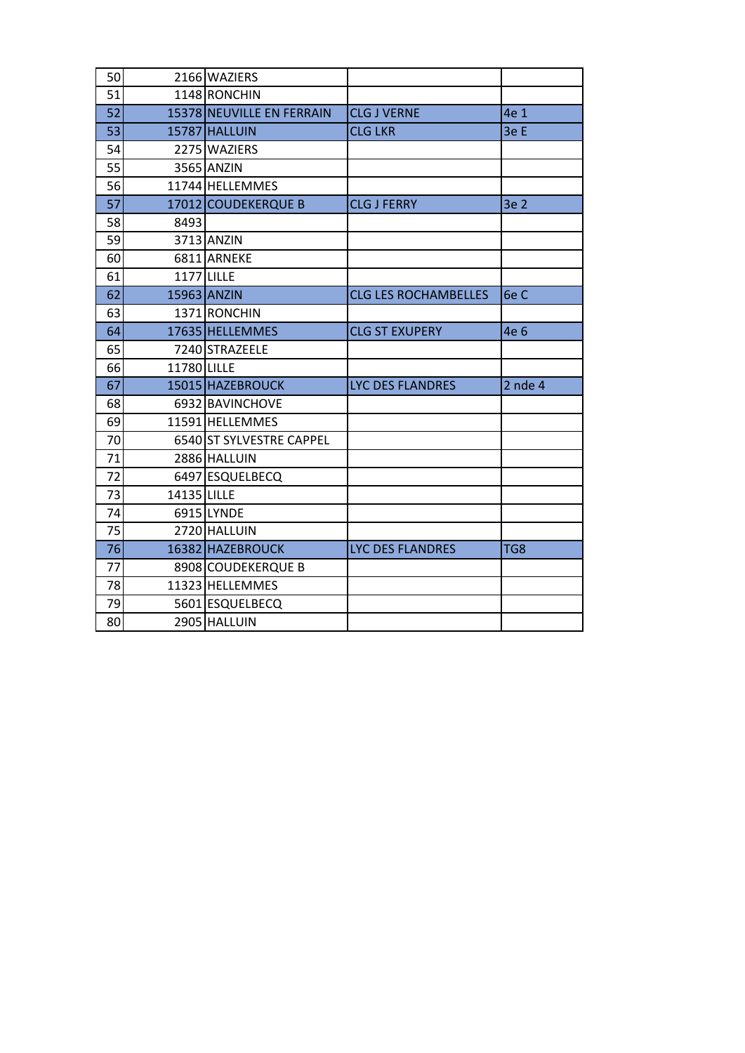| | | | | |
|---|---|---|---|---|
| 50 | 2166 | WAZIERS | | |
| 51 | 1148 | RONCHIN | | |
| 52 | 15378 | NEUVILLE EN FERRAIN | CLG J VERNE | 4e 1 |
| 53 | 15787 | HALLUIN | CLG LKR | 3e E |
| 54 | 2275 | WAZIERS | | |
| 55 | 3565 | ANZIN | | |
| 56 | 11744 | HELLEMMES | | |
| 57 | 17012 | COUDEKERQUE B | CLG J FERRY | 3e 2 |
| 58 | 8493 | | | |
| 59 | 3713 | ANZIN | | |
| 60 | 6811 | ARNEKE | | |
| 61 | 1177 | LILLE | | |
| 62 | 15963 | ANZIN | CLG LES ROCHAMBELLES | 6e C |
| 63 | 1371 | RONCHIN | | |
| 64 | 17635 | HELLEMMES | CLG ST EXUPERY | 4e 6 |
| 65 | 7240 | STRAZEELE | | |
| 66 | 11780 | LILLE | | |
| 67 | 15015 | HAZEBROUCK | LYC DES FLANDRES | 2 nde 4 |
| 68 | 6932 | BAVINCHOVE | | |
| 69 | 11591 | HELLEMMES | | |
| 70 | 6540 | ST SYLVESTRE CAPPEL | | |
| 71 | 2886 | HALLUIN | | |
| 72 | 6497 | ESQUELBECQ | | |
| 73 | 14135 | LILLE | | |
| 74 | 6915 | LYNDE | | |
| 75 | 2720 | HALLUIN | | |
| 76 | 16382 | HAZEBROUCK | LYC DES FLANDRES | TG8 |
| 77 | 8908 | COUDEKERQUE B | | |
| 78 | 11323 | HELLEMMES | | |
| 79 | 5601 | ESQUELBECQ | | |
| 80 | 2905 | HALLUIN | | |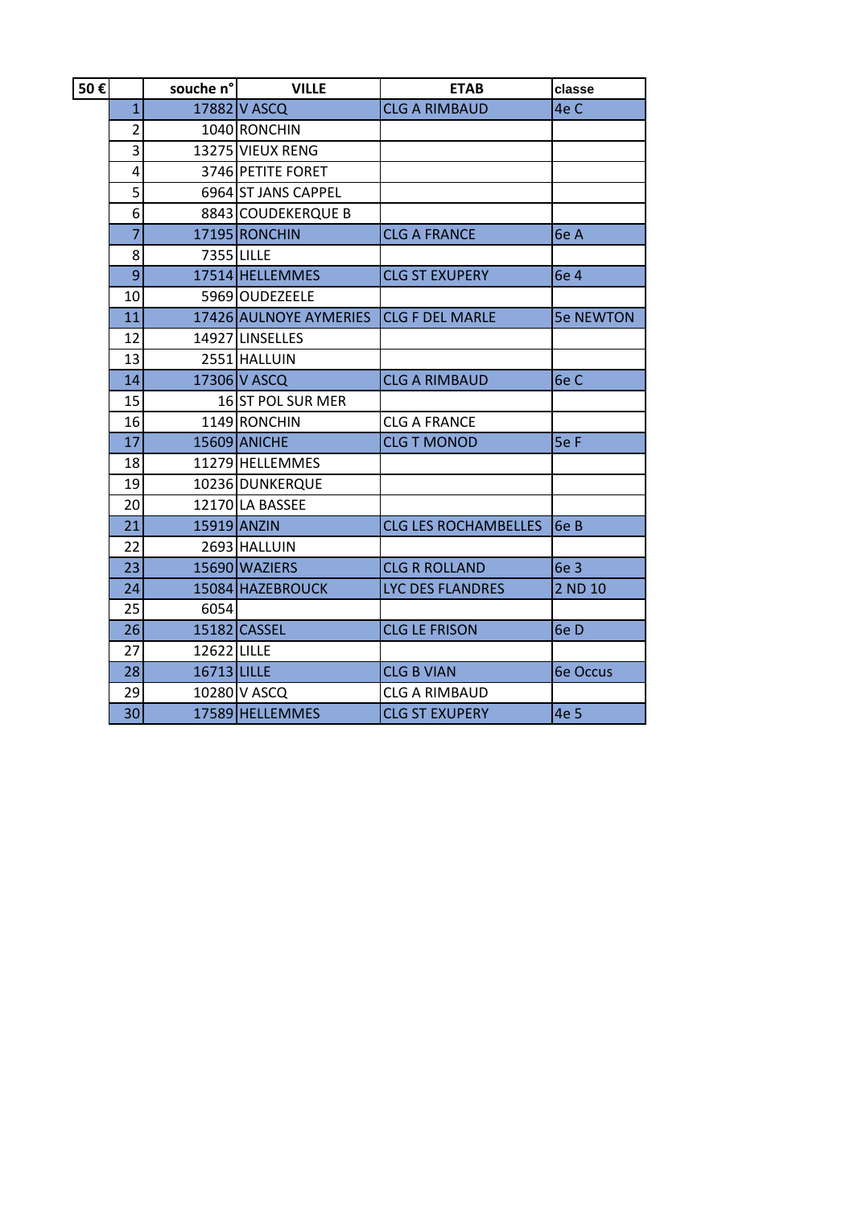| 50 € | | souche n° | VILLE | ETAB | classe |
|---|---|---|---|---|---|
| | 1 | 17882 | V ASCQ | CLG A RIMBAUD | 4e C |
| | 2 | 1040 | RONCHIN | | |
| | 3 | 13275 | VIEUX RENG | | |
| | 4 | 3746 | PETITE FORET | | |
| | 5 | 6964 | ST JANS CAPPEL | | |
| | 6 | 8843 | COUDEKERQUE B | | |
| | 7 | 17195 | RONCHIN | CLG A FRANCE | 6e A |
| | 8 | 7355 | LILLE | | |
| | 9 | 17514 | HELLEMMES | CLG ST EXUPERY | 6e 4 |
| | 10 | 5969 | OUDEZEELE | | |
| | 11 | 17426 | AULNOYE AYMERIES | CLG F DEL MARLE | 5e NEWTON |
| | 12 | 14927 | LINSELLES | | |
| | 13 | 2551 | HALLUIN | | |
| | 14 | 17306 | V ASCQ | CLG A RIMBAUD | 6e C |
| | 15 | 16 | ST POL SUR MER | | |
| | 16 | 1149 | RONCHIN | CLG A FRANCE | |
| | 17 | 15609 | ANICHE | CLG T MONOD | 5e F |
| | 18 | 11279 | HELLEMMES | | |
| | 19 | 10236 | DUNKERQUE | | |
| | 20 | 12170 | LA BASSEE | | |
| | 21 | 15919 | ANZIN | CLG LES ROCHAMBELLES | 6e B |
| | 22 | 2693 | HALLUIN | | |
| | 23 | 15690 | WAZIERS | CLG R ROLLAND | 6e 3 |
| | 24 | 15084 | HAZEBROUCK | LYC DES FLANDRES | 2 ND 10 |
| | 25 | 6054 | | | |
| | 26 | 15182 | CASSEL | CLG LE FRISON | 6e D |
| | 27 | 12622 | LILLE | | |
| | 28 | 16713 | LILLE | CLG B VIAN | 6e Occus |
| | 29 | 10280 | V ASCQ | CLG A RIMBAUD | |
| | 30 | 17589 | HELLEMMES | CLG ST EXUPERY | 4e 5 |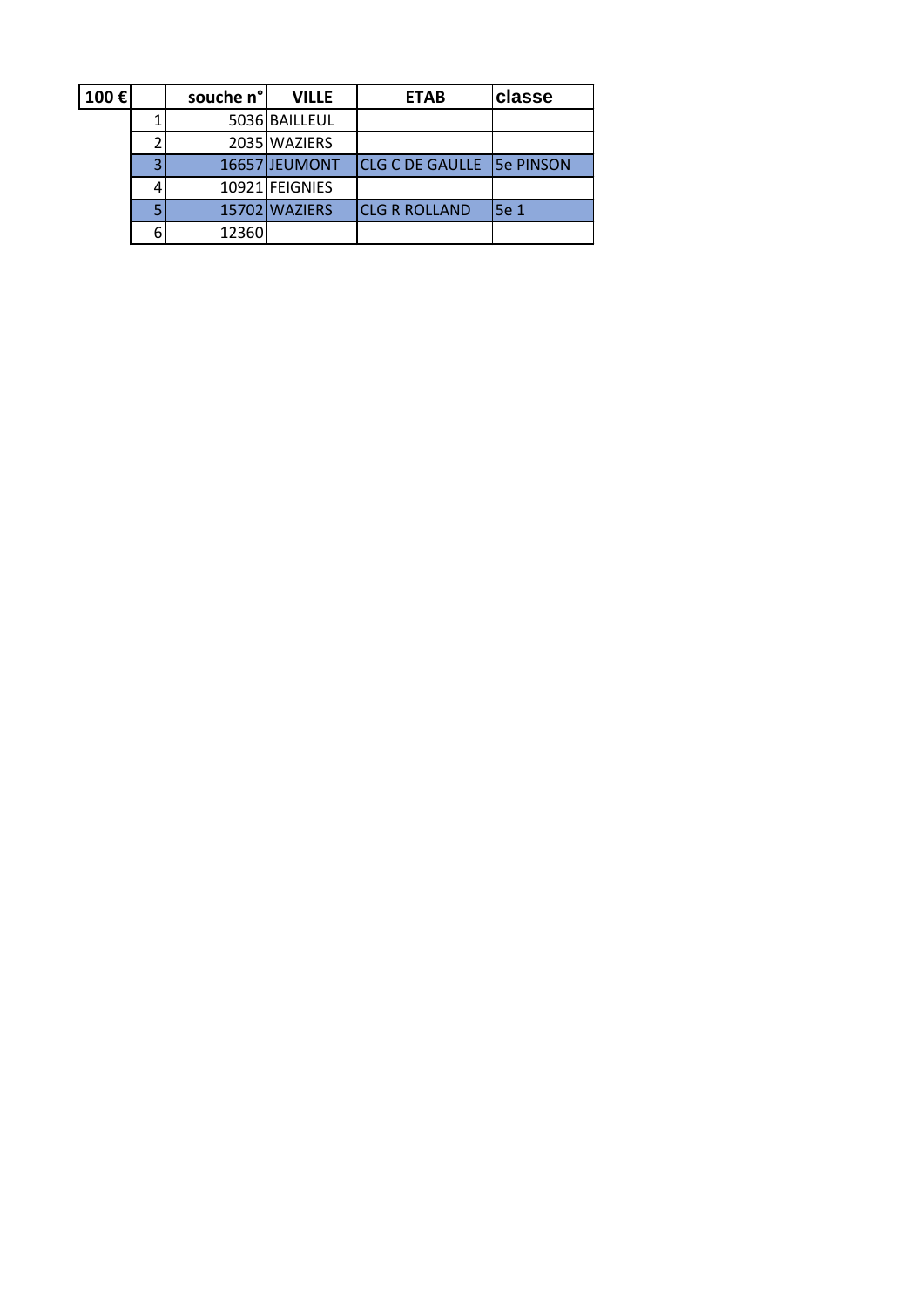| 100 € | | souche n° | VILLE | ETAB | classe |
|---|---|---|---|---|---|
| | 1 | 5036 | BAILLEUL | | |
| | 2 | 2035 | WAZIERS | | |
| | 3 | 16657 | JEUMONT | CLG C DE GAULLE | 5e PINSON |
| | 4 | 10921 | FEIGNIES | | |
| | 5 | 15702 | WAZIERS | CLG R ROLLAND | 5e 1 |
| | 6 | 12360 | | | |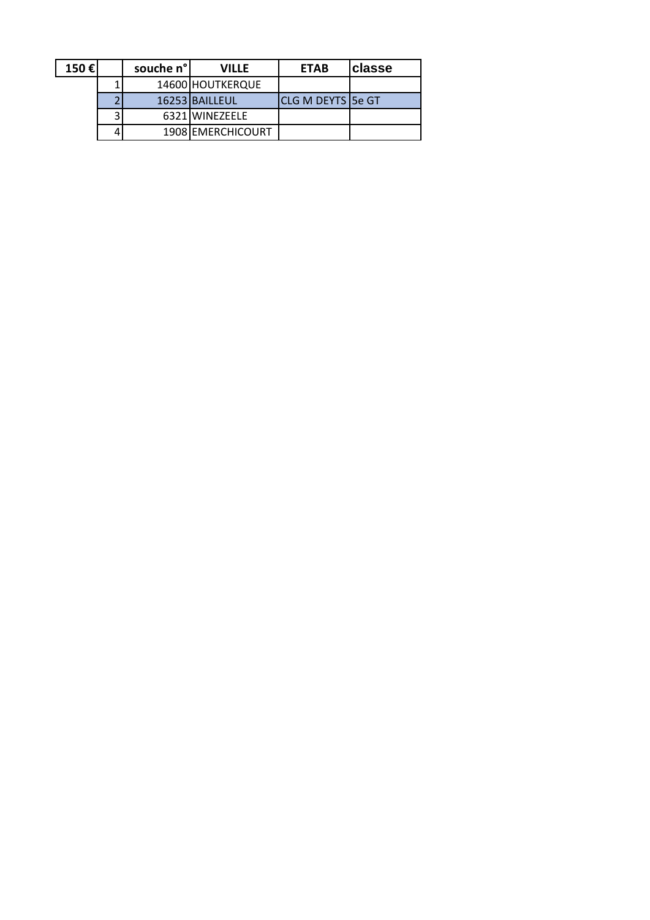| 150 € | | souche n° | VILLE | ETAB | classe |
|---|---|---|---|---|---|
| | 1 | 14600 | HOUTKERQUE | | |
| | 2 | 16253 | BAILLEUL | CLG M DEYTS | 5e GT |
| | 3 | 6321 | WINEZEELE | | |
| | 4 | 1908 | EMERCHICOURT | | |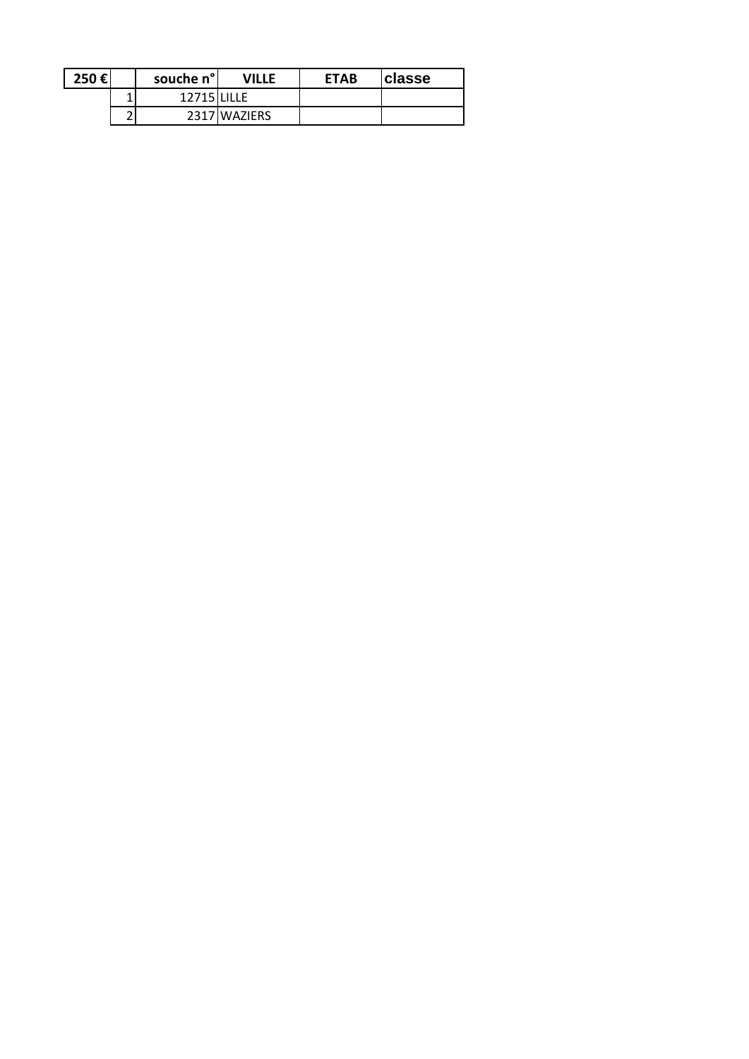| 250 € | | souche n° | VILLE | ETAB | classe |
|---|---|---|---|---|---|
| | 1 | 12715 | LILLE | | |
| | 2 | 2317 | WAZIERS | | |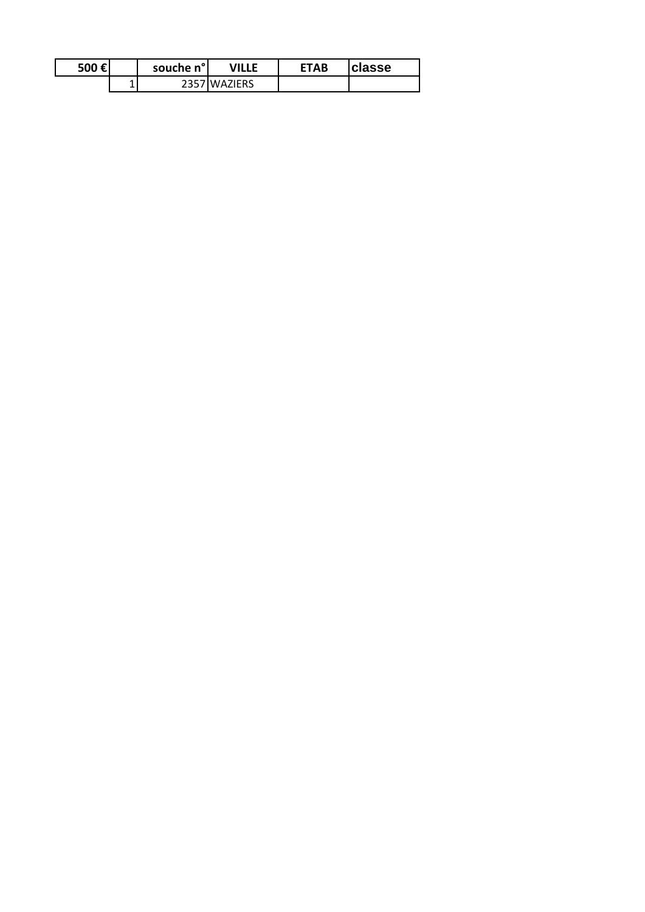| 500 € | | souche n° | VILLE | ETAB | classe |
| --- | --- | --- | --- | --- | --- |
| | 1 | 2357 | WAZIERS | | |